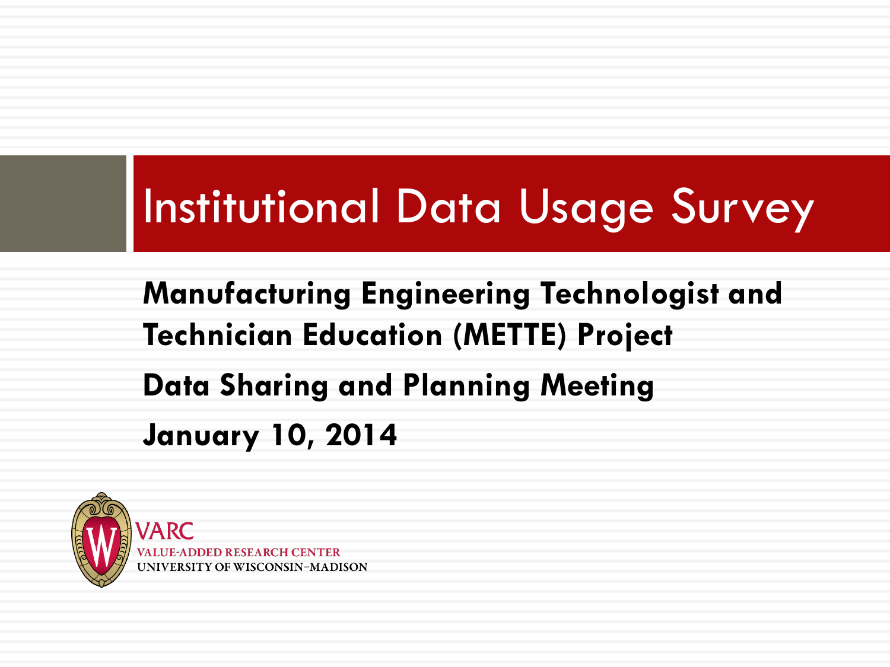# Institutional Data Usage Survey

**Manufacturing Engineering Technologist and Technician Education (METTE) Project**

**Data Sharing and Planning Meeting**

**January 10, 2014**

VARC
VALUE-ADDED RESEARCH CENTER
UNIVERSITY OF WISCONSIN–MADISON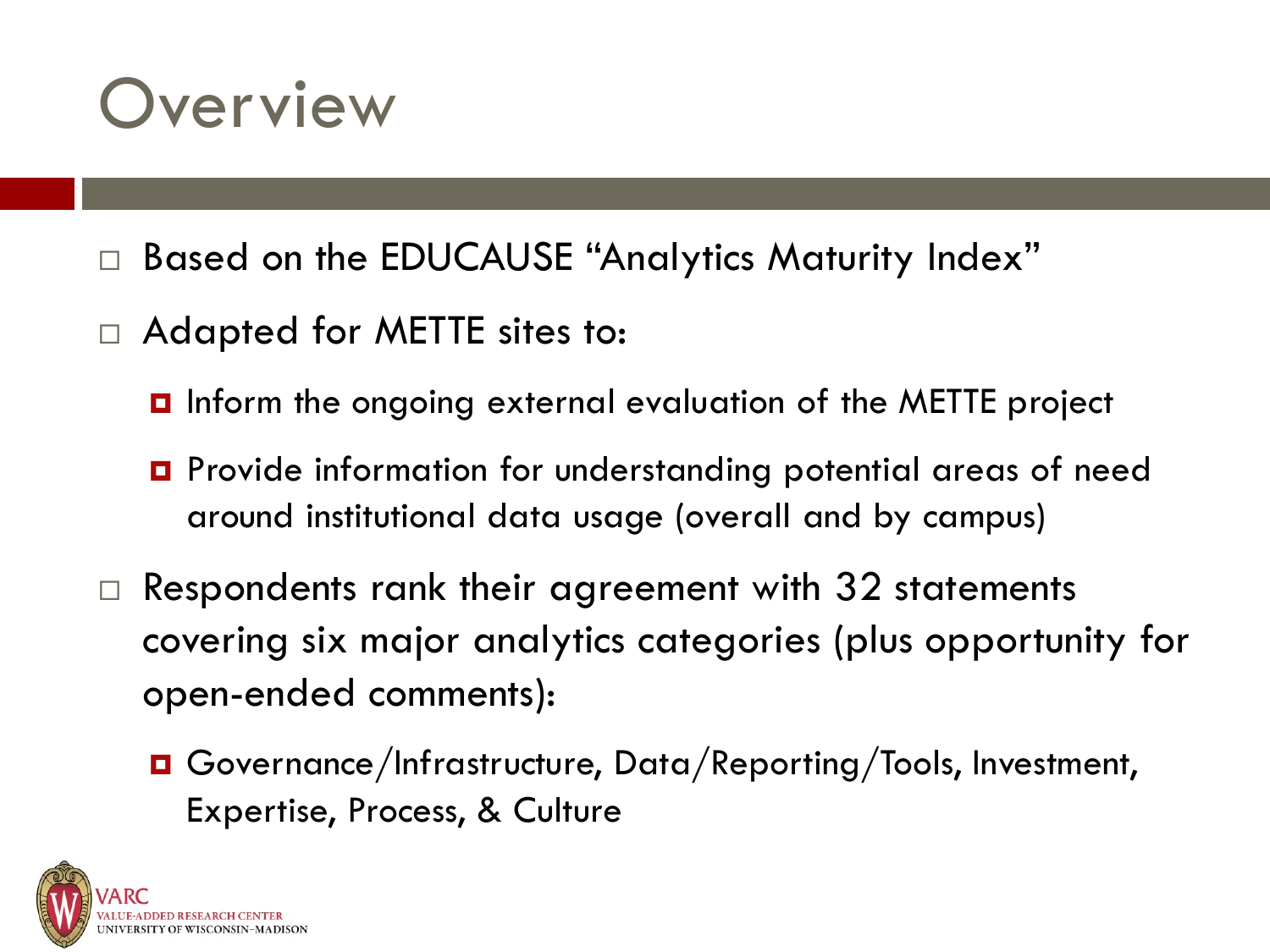# Overview

- Based on the EDUCAUSE "Analytics Maturity Index"
- Adapted for METTE sites to:
  - Inform the ongoing external evaluation of the METTE project
  - Provide information for understanding potential areas of need around institutional data usage (overall and by campus)
- Respondents rank their agreement with 32 statements covering six major analytics categories (plus opportunity for open-ended comments):
  - Governance/Infrastructure, Data/Reporting/Tools, Investment, Expertise, Process, & Culture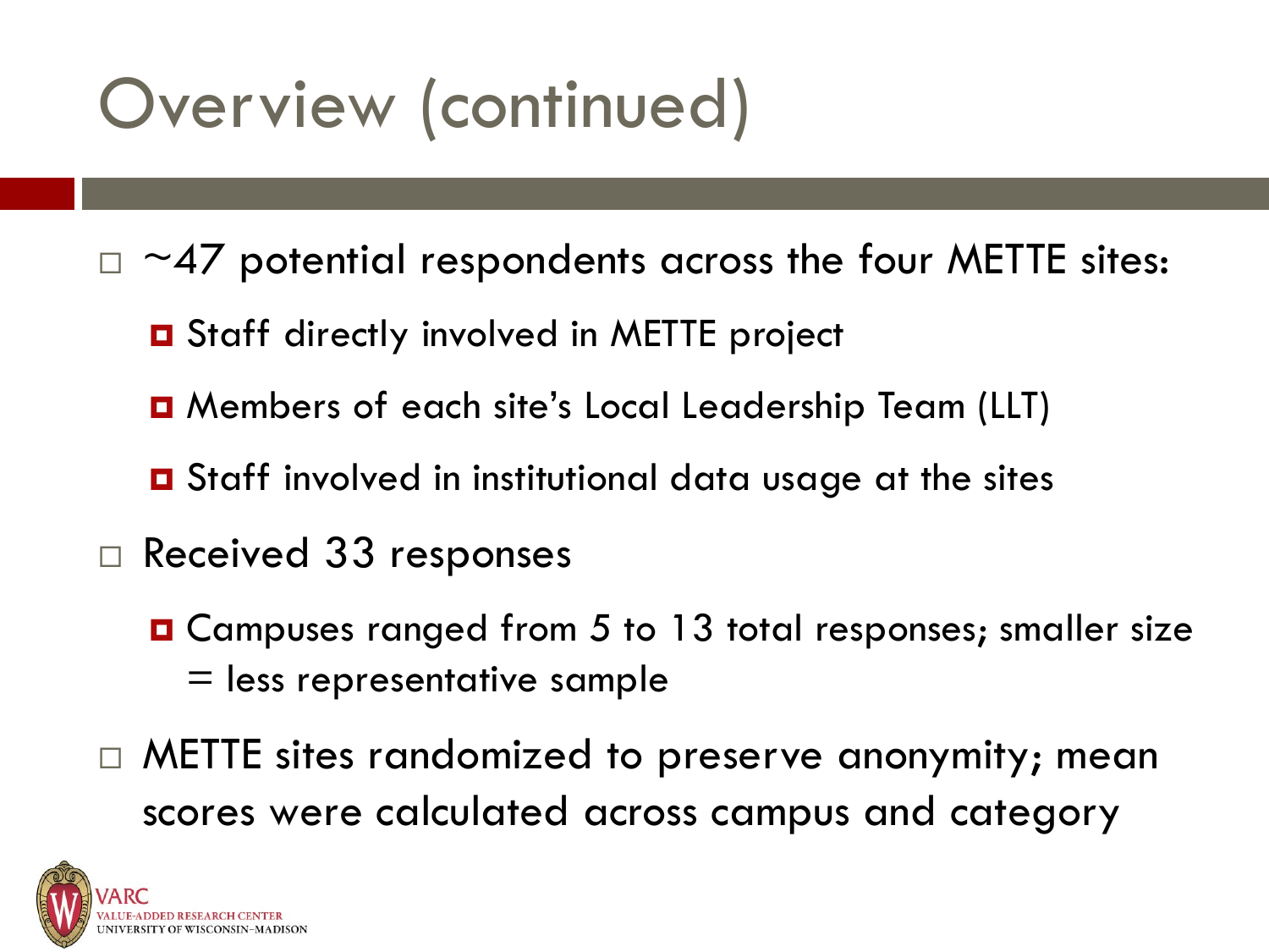# Overview (continued)

- ~47 potential respondents across the four METTE sites:
  - Staff directly involved in METTE project
  - Members of each site's Local Leadership Team (LLT)
  - Staff involved in institutional data usage at the sites
- Received 33 responses
  - Campuses ranged from 5 to 13 total responses; smaller size = less representative sample
- METTE sites randomized to preserve anonymity; mean scores were calculated across campus and category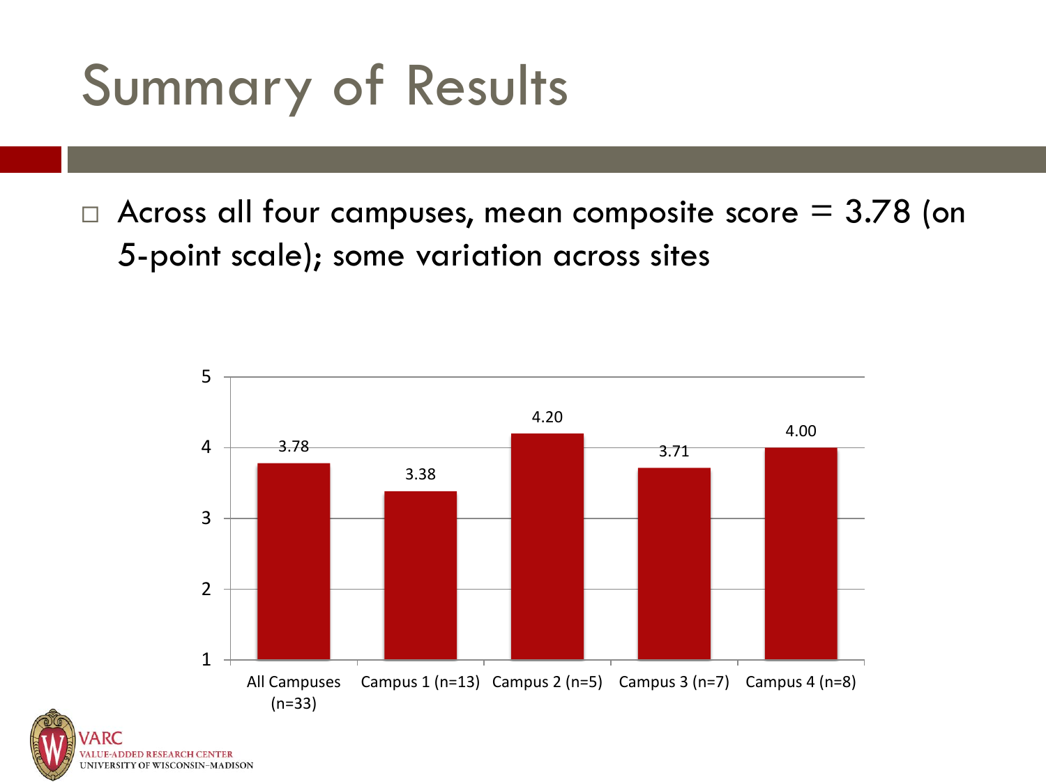# Summary of Results

- Across all four campuses, mean composite score = 3.78 (on 5-point scale); some variation across sites

| | All Campuses (n=33) | Campus 1 (n=13) | Campus 2 (n=5) | Campus 3 (n=7) | Campus 4 (n=8) |
|---|---|---|---|---|---|
| Mean composite score | 3.78 | 3.38 | 4.20 | 3.71 | 4.00 |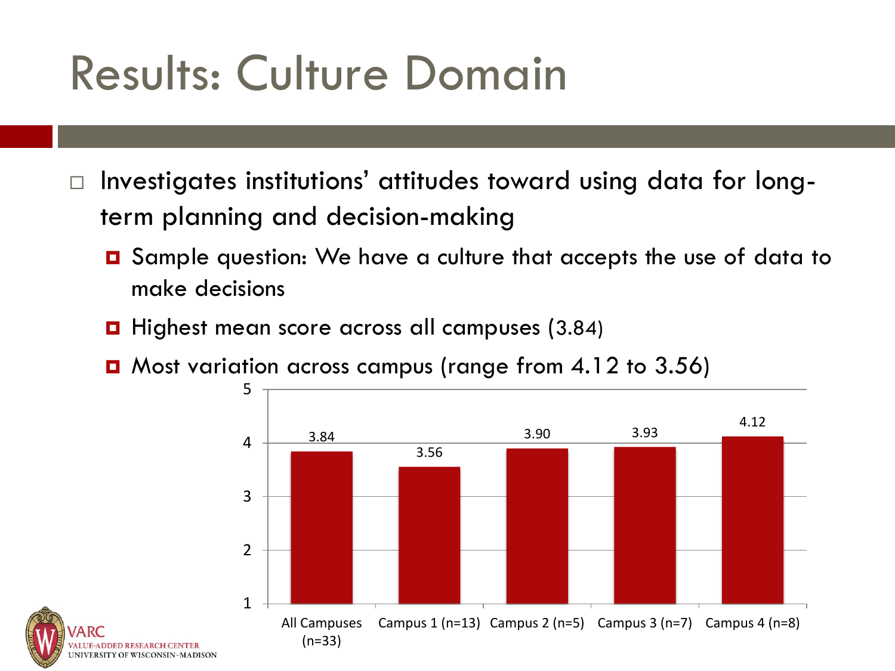# Results: Culture Domain

- Investigates institutions' attitudes toward using data for long-term planning and decision-making
  - Sample question: We have a culture that accepts the use of data to make decisions
  - Highest mean score across all campuses (3.84)
  - Most variation across campus (range from 4.12 to 3.56)

| | All Campuses (n=33) | Campus 1 (n=13) | Campus 2 (n=5) | Campus 3 (n=7) | Campus 4 (n=8) |
|---|---|---|---|---|---|
| Mean score | 3.84 | 3.56 | 3.90 | 3.93 | 4.12 |

VARC
VALUE-ADDED RESEARCH CENTER
UNIVERSITY OF WISCONSIN–MADISON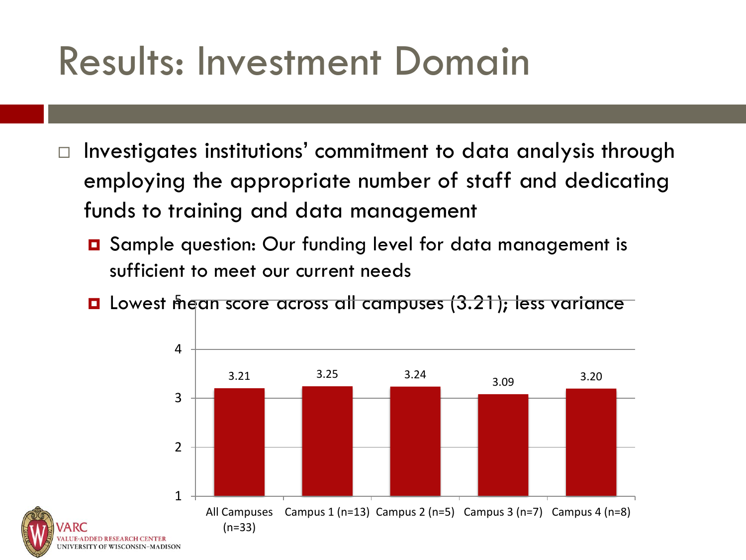# Results: Investment Domain

- Investigates institutions' commitment to data analysis through employing the appropriate number of staff and dedicating funds to training and data management
  - Sample question: Our funding level for data management is sufficient to meet our current needs
  - Lowest mean score across all campuses (3.21); less variance

| | All Campuses (n=33) | Campus 1 (n=13) | Campus 2 (n=5) | Campus 3 (n=7) | Campus 4 (n=8) |
|---|---|---|---|---|---|
| Mean score | 3.21 | 3.25 | 3.24 | 3.09 | 3.20 |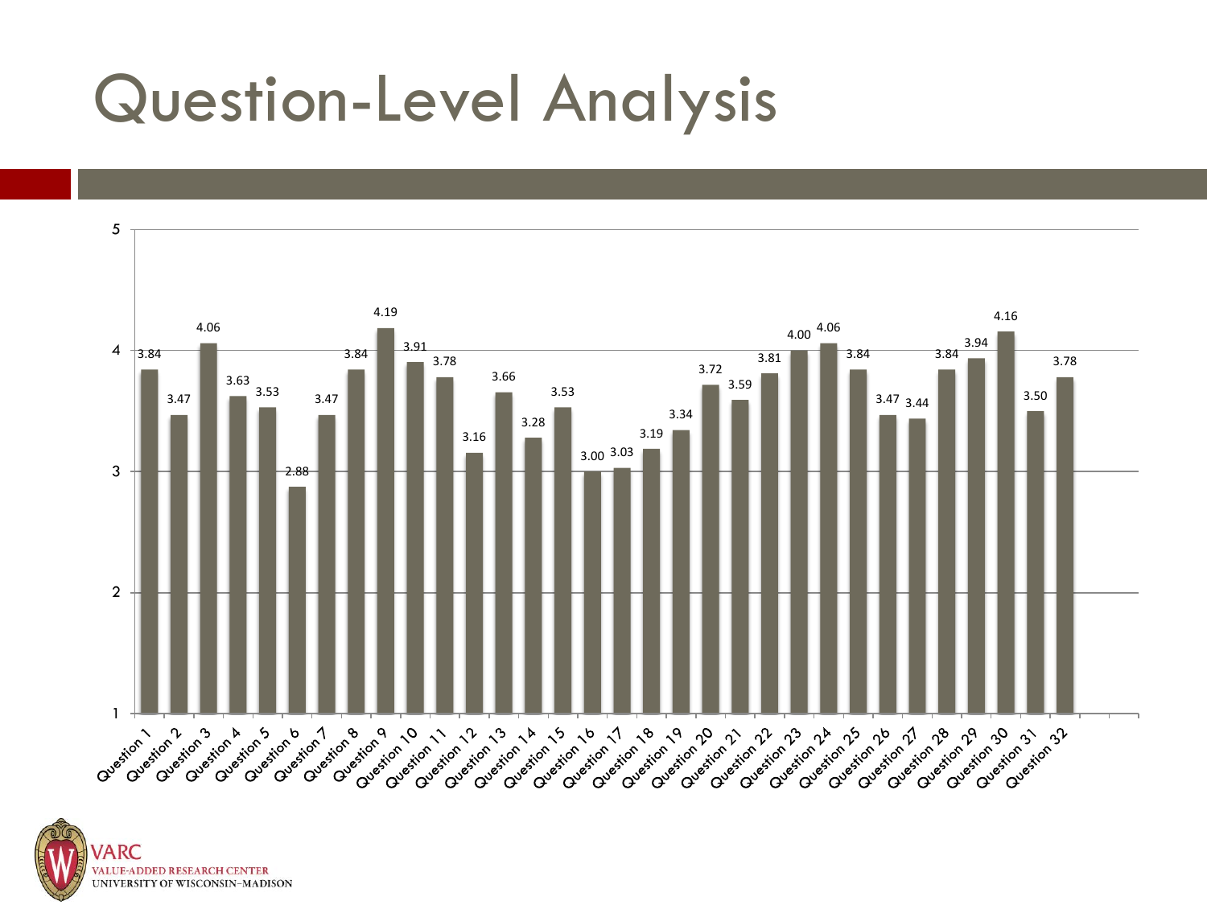# Question-Level Analysis

| Question | Score |
|---|---|
| Question 1 | 3.84 |
| Question 2 | 3.47 |
| Question 3 | 4.06 |
| Question 4 | 3.63 |
| Question 5 | 3.53 |
| Question 6 | 2.88 |
| Question 7 | 3.47 |
| Question 8 | 3.84 |
| Question 9 | 4.19 |
| Question 10 | 3.91 |
| Question 11 | 3.78 |
| Question 12 | 3.16 |
| Question 13 | 3.66 |
| Question 14 | 3.28 |
| Question 15 | 3.53 |
| Question 16 | 3.00 |
| Question 17 | 3.03 |
| Question 18 | 3.19 |
| Question 19 | 3.34 |
| Question 20 | 3.72 |
| Question 21 | 3.59 |
| Question 22 | 3.81 |
| Question 23 | 4.00 |
| Question 24 | 4.06 |
| Question 25 | 3.84 |
| Question 26 | 3.47 |
| Question 27 | 3.44 |
| Question 28 | 3.84 |
| Question 29 | 3.94 |
| Question 30 | 4.16 |
| Question 31 | 3.50 |
| Question 32 | 3.78 |

VARC
VALUE-ADDED RESEARCH CENTER
UNIVERSITY OF WISCONSIN–MADISON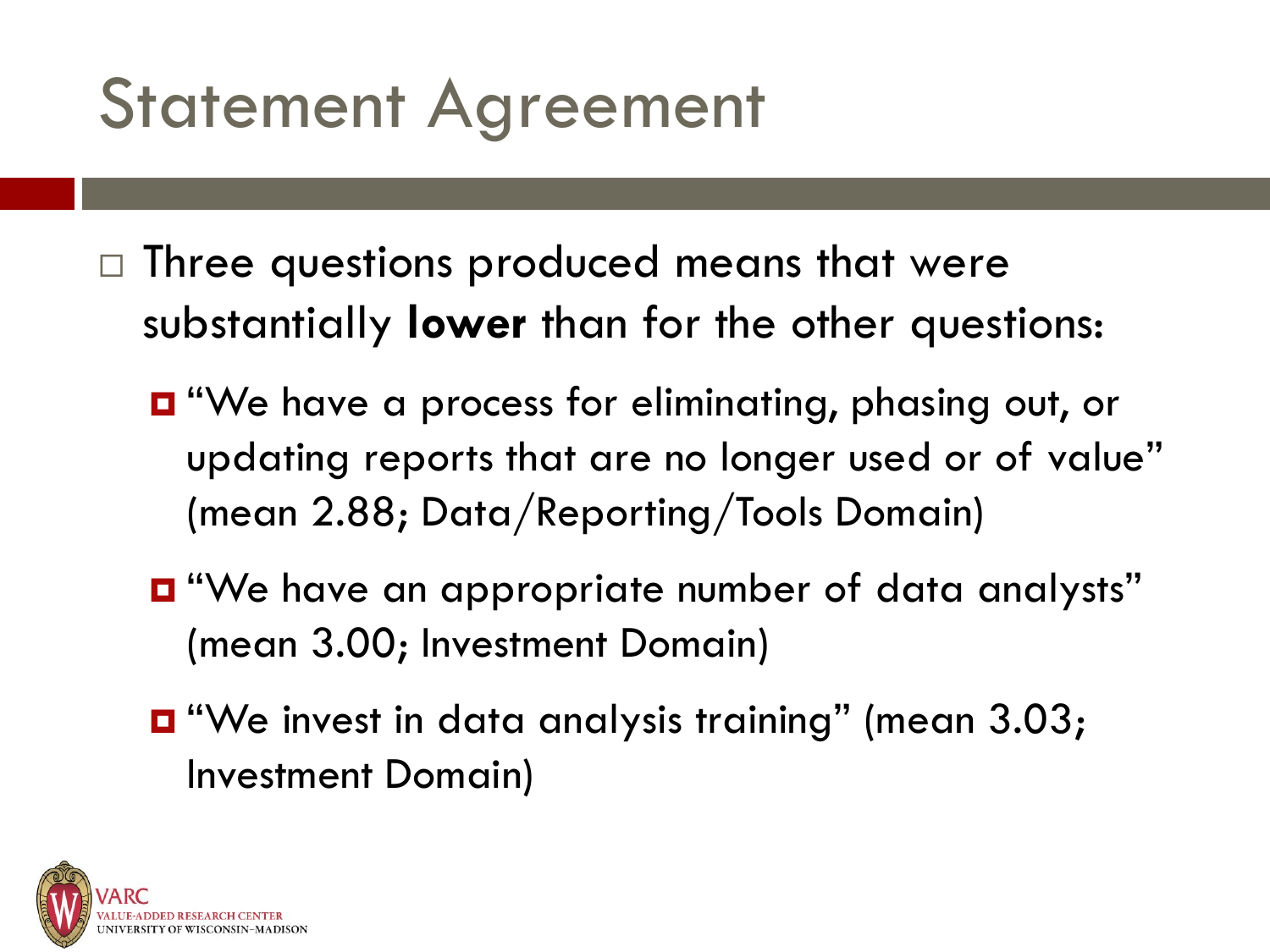# Statement Agreement

- Three questions produced means that were substantially **lower** than for the other questions:
  - "We have a process for eliminating, phasing out, or updating reports that are no longer used or of value" (mean 2.88; Data/Reporting/Tools Domain)
  - "We have an appropriate number of data analysts" (mean 3.00; Investment Domain)
  - "We invest in data analysis training" (mean 3.03; Investment Domain)

VARC
VALUE-ADDED RESEARCH CENTER
UNIVERSITY OF WISCONSIN–MADISON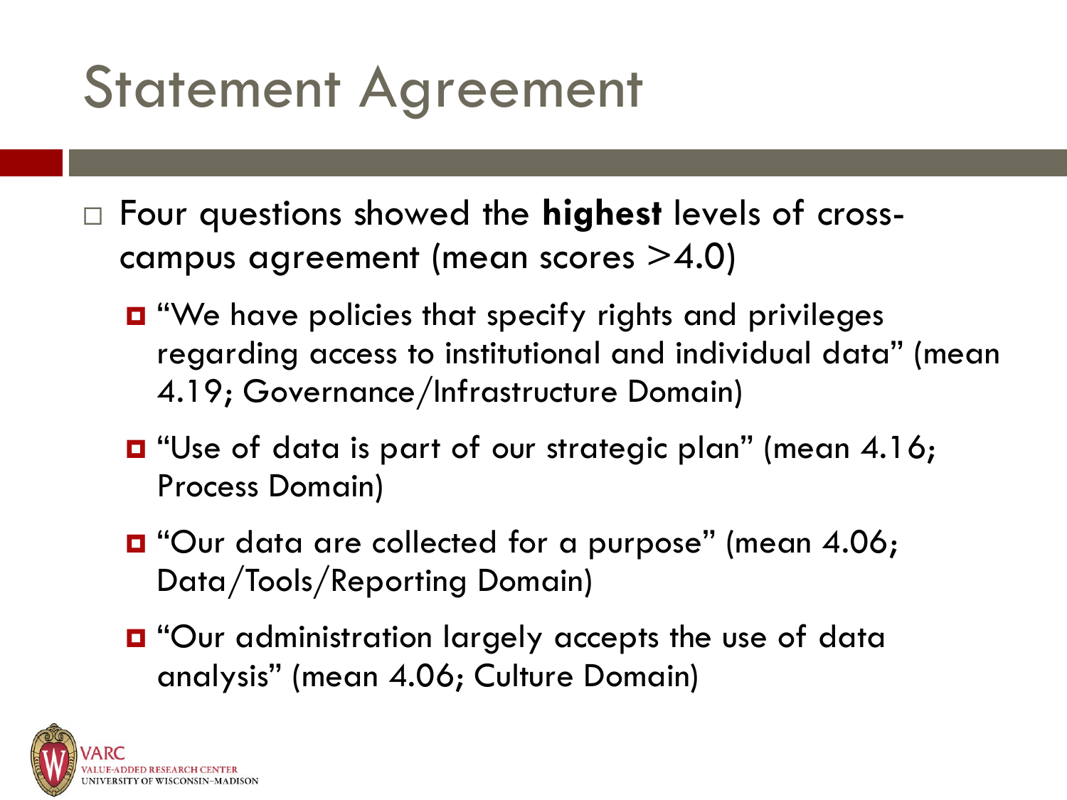# Statement Agreement

- Four questions showed the **highest** levels of cross-campus agreement (mean scores >4.0)
  - "We have policies that specify rights and privileges regarding access to institutional and individual data" (mean 4.19; Governance/Infrastructure Domain)
  - "Use of data is part of our strategic plan" (mean 4.16; Process Domain)
  - "Our data are collected for a purpose" (mean 4.06; Data/Tools/Reporting Domain)
  - "Our administration largely accepts the use of data analysis" (mean 4.06; Culture Domain)

VARC
VALUE-ADDED RESEARCH CENTER
UNIVERSITY OF WISCONSIN–MADISON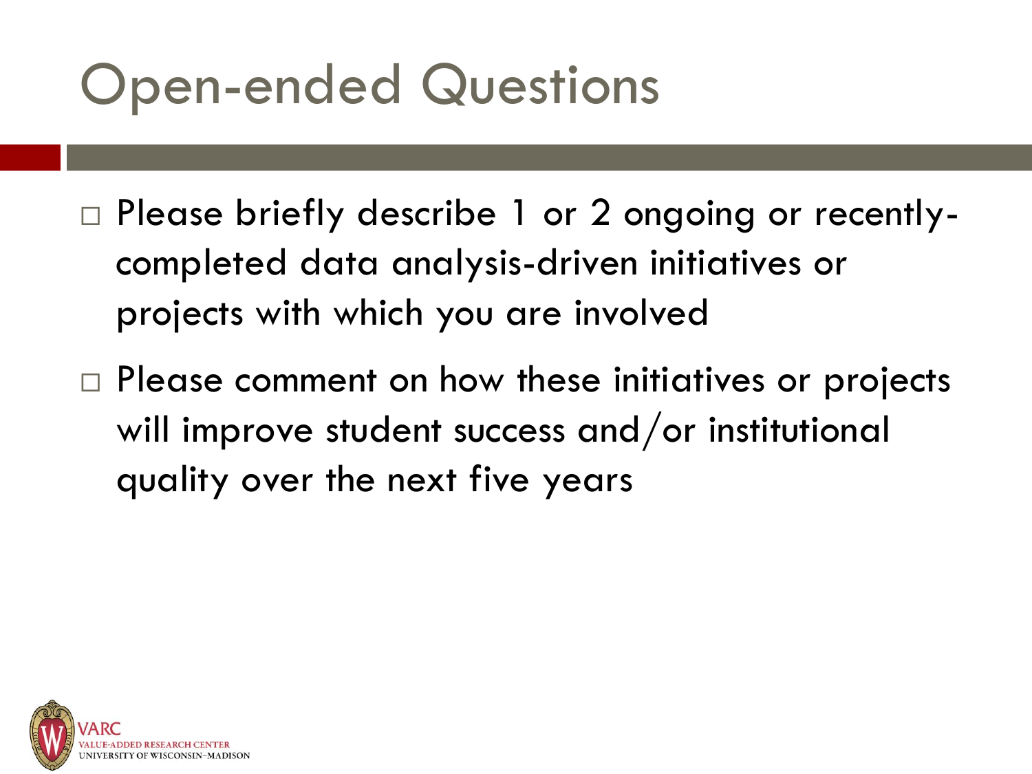# Open-ended Questions

- Please briefly describe 1 or 2 ongoing or recently-completed data analysis-driven initiatives or projects with which you are involved
- Please comment on how these initiatives or projects will improve student success and/or institutional quality over the next five years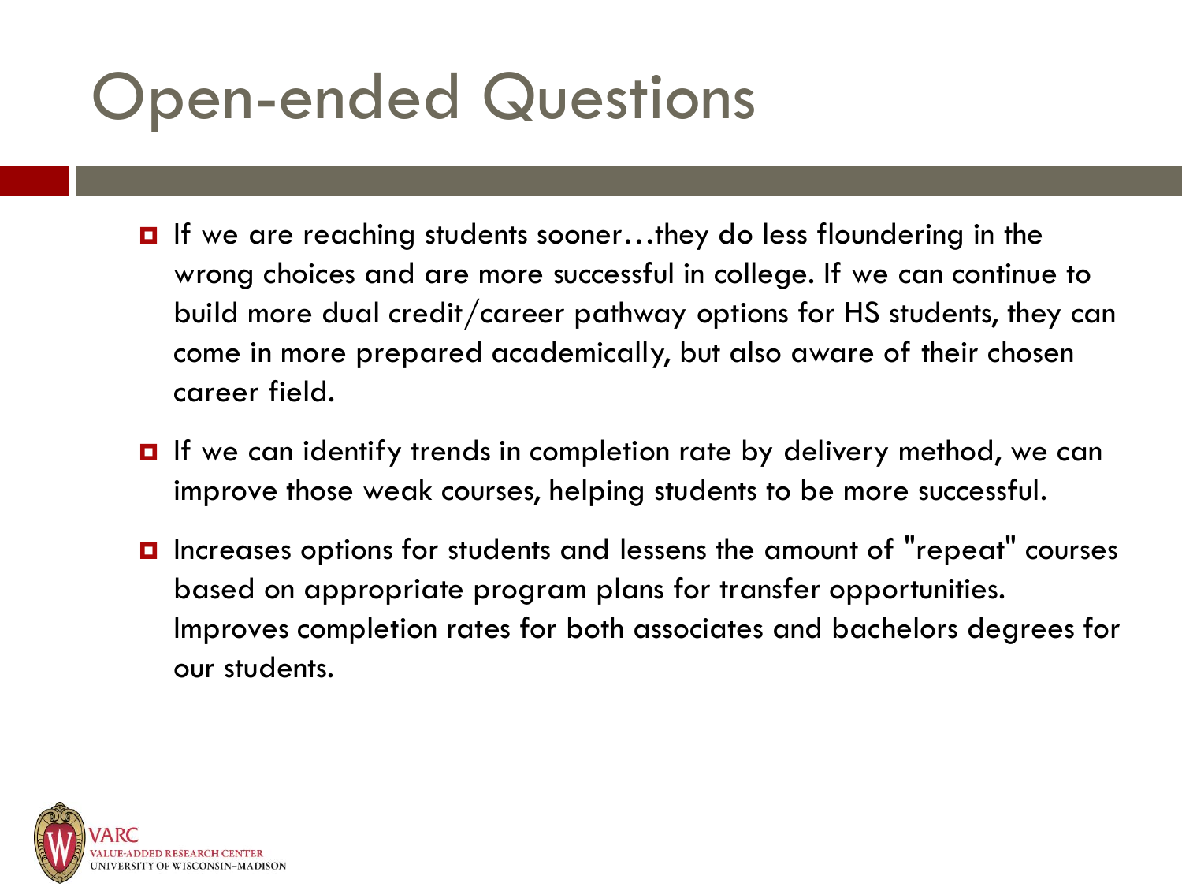# Open-ended Questions

- If we are reaching students sooner…they do less floundering in the wrong choices and are more successful in college. If we can continue to build more dual credit/career pathway options for HS students, they can come in more prepared academically, but also aware of their chosen career field.
- If we can identify trends in completion rate by delivery method, we can improve those weak courses, helping students to be more successful.
- Increases options for students and lessens the amount of "repeat" courses based on appropriate program plans for transfer opportunities. Improves completion rates for both associates and bachelors degrees for our students.

VARC
VALUE-ADDED RESEARCH CENTER
UNIVERSITY OF WISCONSIN–MADISON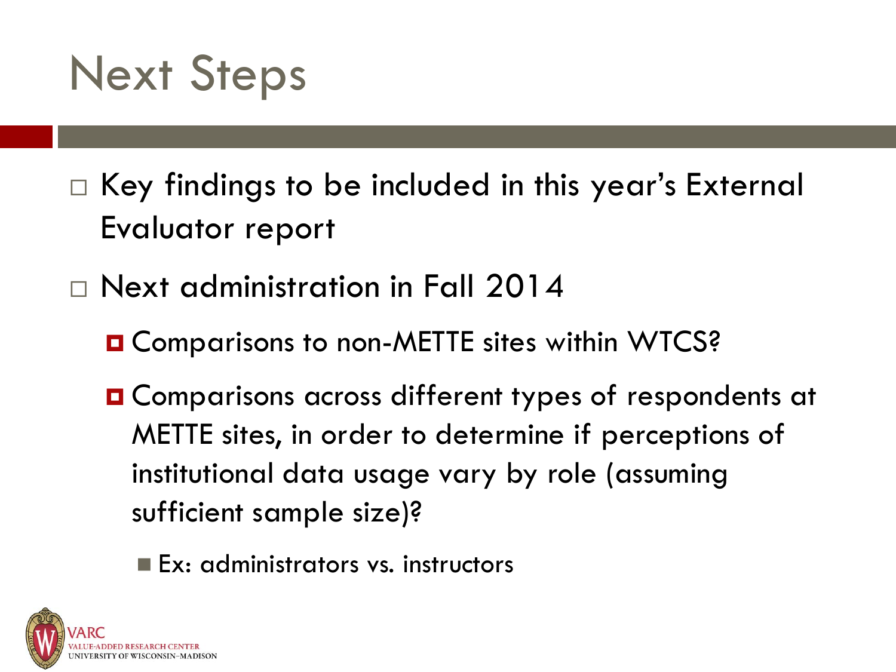# Next Steps

- Key findings to be included in this year's External Evaluator report
- Next administration in Fall 2014
  - Comparisons to non-METTE sites within WTCS?
  - Comparisons across different types of respondents at METTE sites, in order to determine if perceptions of institutional data usage vary by role (assuming sufficient sample size)?
    - Ex: administrators vs. instructors

VARC
VALUE-ADDED RESEARCH CENTER
UNIVERSITY OF WISCONSIN–MADISON